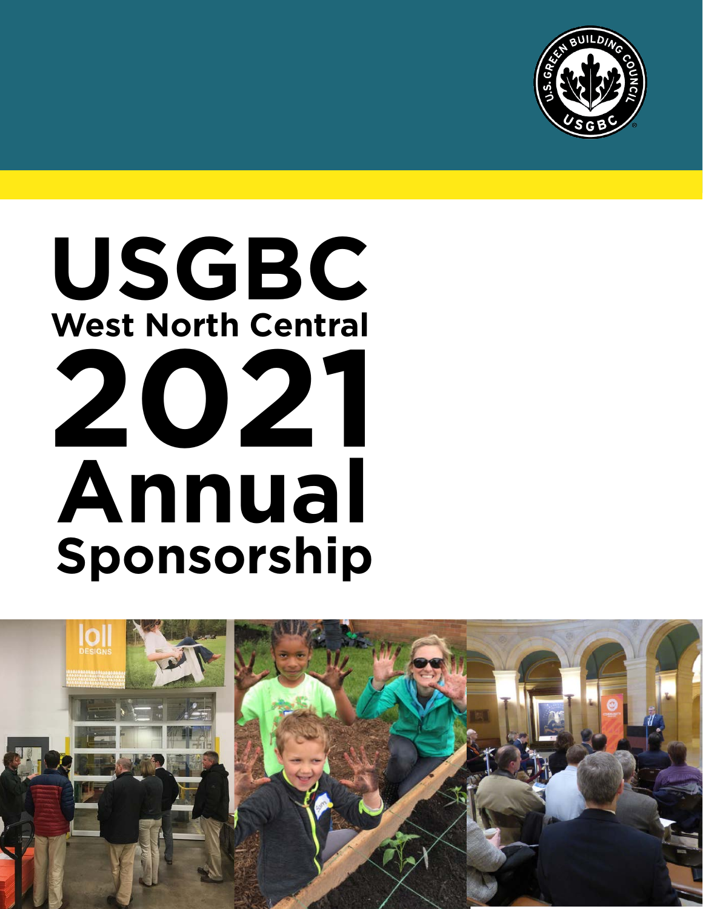# USGBC

## West North Central

# 2021 Annual Sponsorship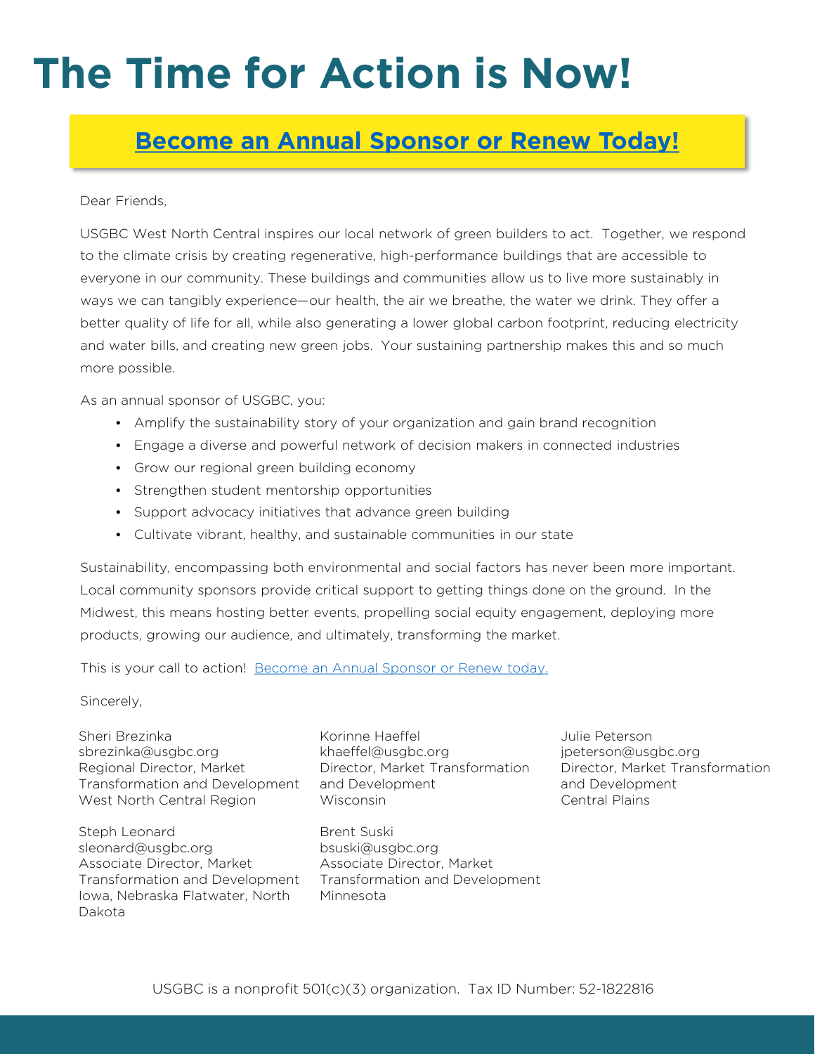# The Time for Action is Now!

## **Become an Annual Sponsor or Renew Today!**

Dear Friends,

USGBC West North Central inspires our local network of green builders to act. Together, we respond to the climate crisis by creating regenerative, high-performance buildings that are accessible to everyone in our community. These buildings and communities allow us to live more sustainably in ways we can tangibly experience—our health, the air we breathe, the water we drink. They offer a better quality of life for all, while also generating a lower global carbon footprint, reducing electricity and water bills, and creating new green jobs. Your sustaining partnership makes this and so much more possible.

As an annual sponsor of USGBC, you:

- Amplify the sustainability story of your organization and gain brand recognition
- Engage a diverse and powerful network of decision makers in connected industries
- Grow our regional green building economy
- Strengthen student mentorship opportunities
- Support advocacy initiatives that advance green building
- Cultivate vibrant, healthy, and sustainable communities in our state

Sustainability, encompassing both environmental and social factors has never been more important. Local community sponsors provide critical support to getting things done on the ground. In the Midwest, this means hosting better events, propelling social equity engagement, deploying more products, growing our audience, and ultimately, transforming the market.

This is your call to action! Become an Annual Sponsor or Renew today.

Sincerely,

Sheri Brezinka
sbrezinka@usgbc.org
Regional Director, Market Transformation and Development
West North Central Region

Steph Leonard
sleonard@usgbc.org
Associate Director, Market Transformation and Development
Iowa, Nebraska Flatwater, North Dakota

Korinne Haeffel
khaeffel@usgbc.org
Director, Market Transformation and Development
Wisconsin

Brent Suski
bsuski@usgbc.org
Associate Director, Market Transformation and Development
Minnesota

Julie Peterson
jpeterson@usgbc.org
Director, Market Transformation and Development
Central Plains

USGBC is a nonprofit 501(c)(3) organization. Tax ID Number: 52-1822816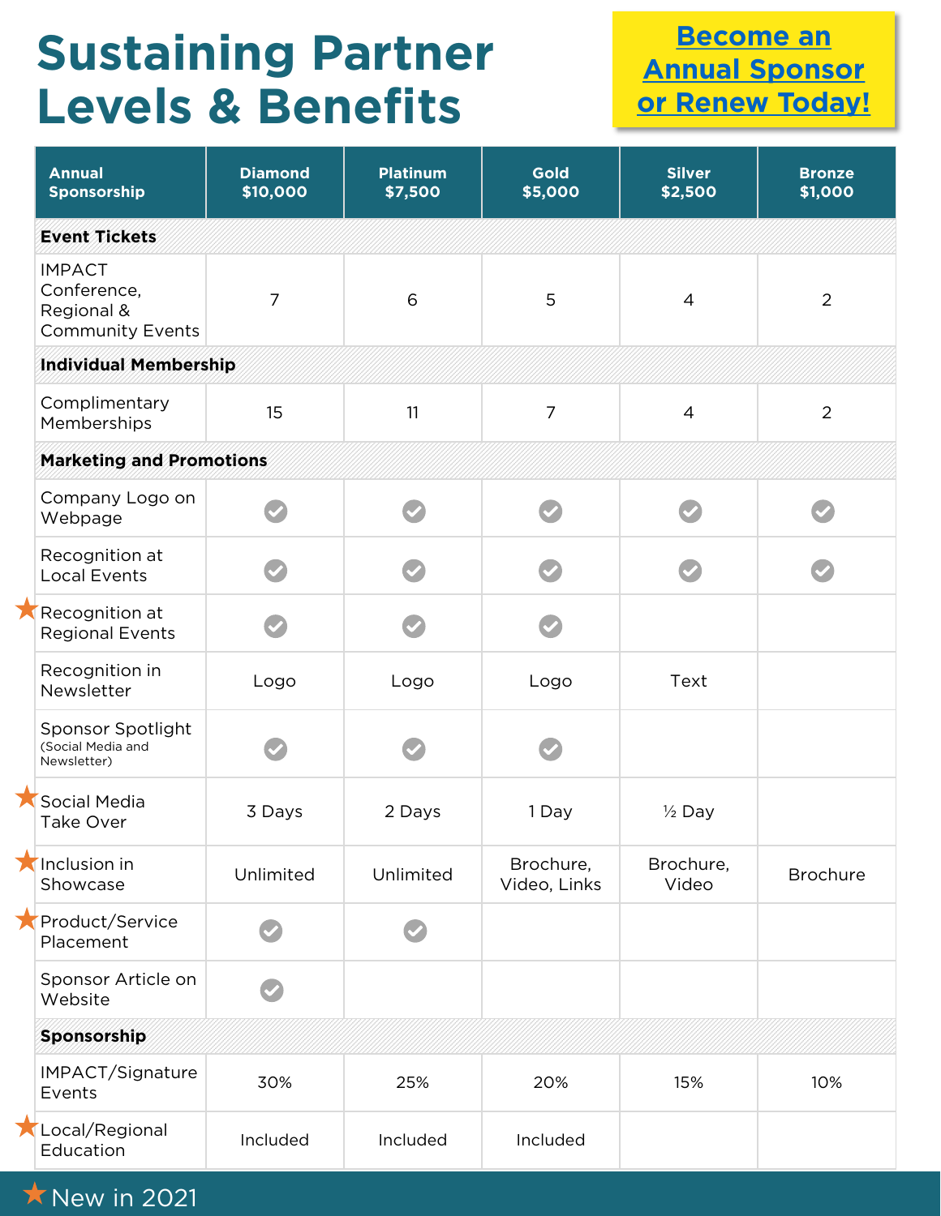# Sustaining Partner Levels & Benefits

**Become an Annual Sponsor or Renew Today!**

| Annual Sponsorship | Diamond $10,000 | Platinum $7,500 | Gold $5,000 | Silver $2,500 | Bronze $1,000 |
|---|---|---|---|---|---|
| **Event Tickets** | | | | | |
| IMPACT Conference, Regional & Community Events | 7 | 6 | 5 | 4 | 2 |
| **Individual Membership** | | | | | |
| Complimentary Memberships | 15 | 11 | 7 | 4 | 2 |
| **Marketing and Promotions** | | | | | |
| Company Logo on Webpage | ✓ | ✓ | ✓ | ✓ | ✓ |
| Recognition at Local Events | ✓ | ✓ | ✓ | ✓ | ✓ |
| ★ Recognition at Regional Events | ✓ | ✓ | ✓ | | |
| Recognition in Newsletter | Logo | Logo | Logo | Text | |
| Sponsor Spotlight (Social Media and Newsletter) | ✓ | ✓ | ✓ | | |
| ★ Social Media Take Over | 3 Days | 2 Days | 1 Day | ½ Day | |
| ★ Inclusion in Showcase | Unlimited | Unlimited | Brochure, Video, Links | Brochure, Video | Brochure |
| ★ Product/Service Placement | ✓ | ✓ | | | |
| Sponsor Article on Website | ✓ | | | | |
| **Sponsorship** | | | | | |
| IMPACT/Signature Events | 30% | 25% | 20% | 15% | 10% |
| ★ Local/Regional Education | Included | Included | Included | | |

★ New in 2021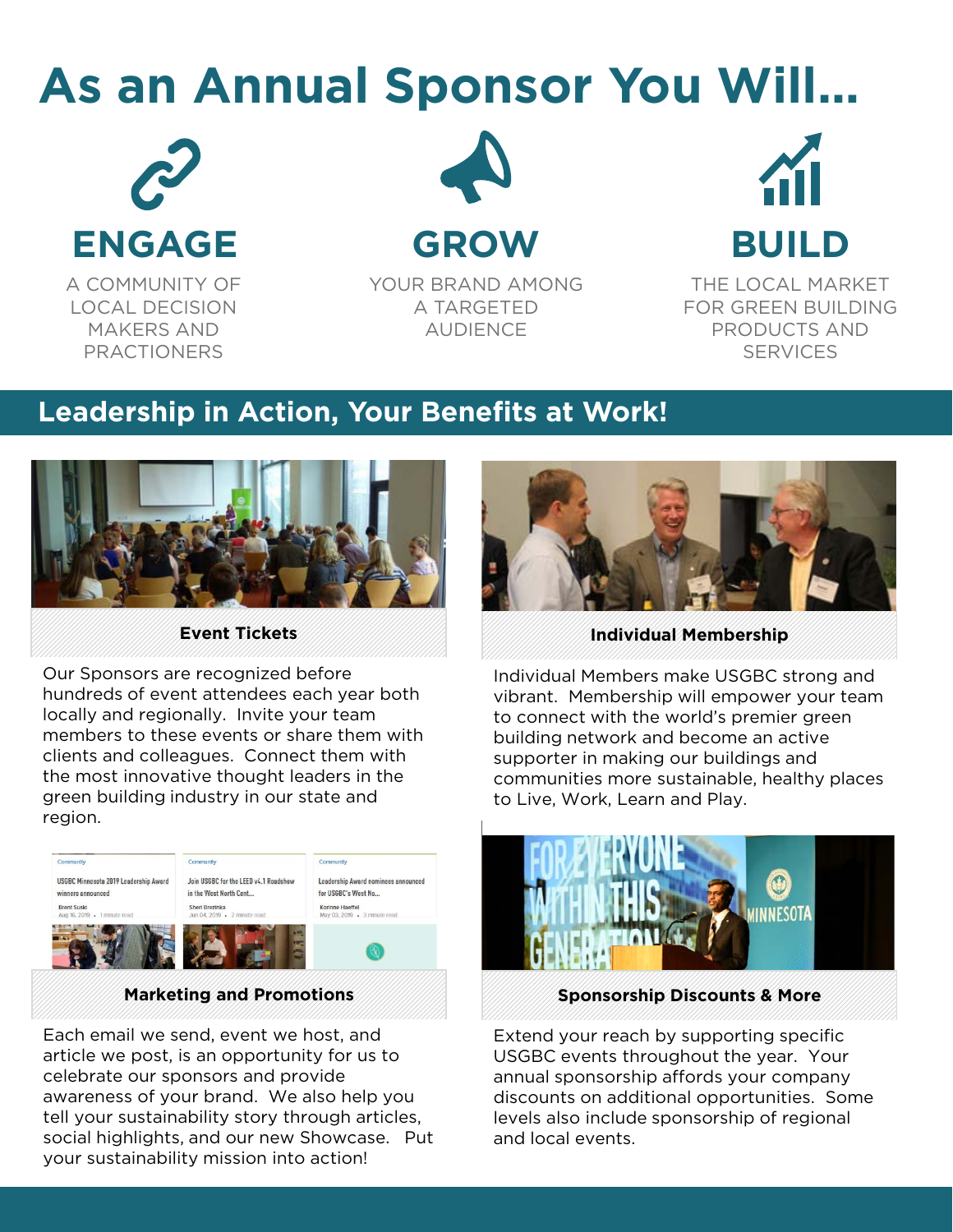# As an Annual Sponsor You Will...

## ENGAGE

A COMMUNITY OF LOCAL DECISION MAKERS AND PRACTIONERS

## GROW

YOUR BRAND AMONG A TARGETED AUDIENCE

## BUILD

THE LOCAL MARKET FOR GREEN BUILDING PRODUCTS AND SERVICES

## Leadership in Action, Your Benefits at Work!

### Event Tickets

Our Sponsors are recognized before hundreds of event attendees each year both locally and regionally. Invite your team members to these events or share them with clients and colleagues. Connect them with the most innovative thought leaders in the green building industry in our state and region.

### Marketing and Promotions

Each email we send, event we host, and article we post, is an opportunity for us to celebrate our sponsors and provide awareness of your brand. We also help you tell your sustainability story through articles, social highlights, and our new Showcase. Put your sustainability mission into action!

### Individual Membership

Individual Members make USGBC strong and vibrant. Membership will empower your team to connect with the world's premier green building network and become an active supporter in making our buildings and communities more sustainable, healthy places to Live, Work, Learn and Play.

### Sponsorship Discounts & More

Extend your reach by supporting specific USGBC events throughout the year. Your annual sponsorship affords your company discounts on additional opportunities. Some levels also include sponsorship of regional and local events.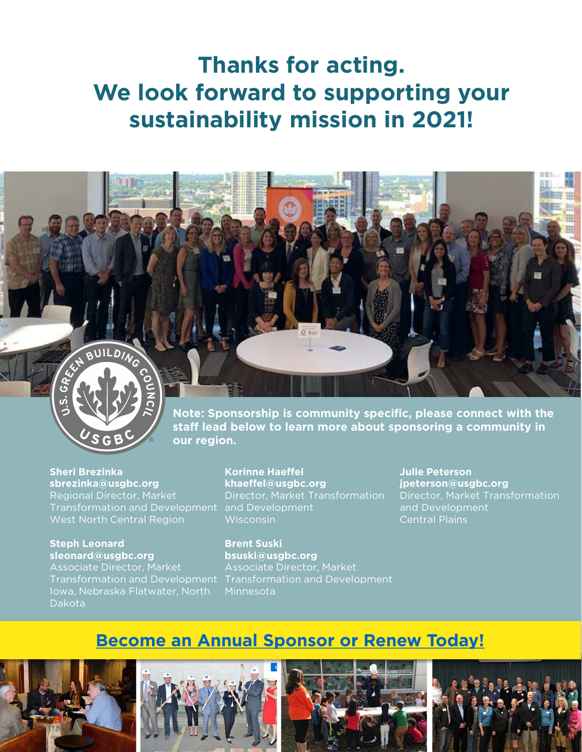# Thanks for acting. We look forward to supporting your sustainability mission in 2021!

**Note: Sponsorship is community specific, please connect with the staff lead below to learn more about sponsoring a community in our region.**

**Sheri Brezinka**
**sbrezinka@usgbc.org**
Regional Director, Market Transformation and Development
West North Central Region

**Steph Leonard**
**sleonard@usgbc.org**
Associate Director, Market Transformation and Development
Iowa, Nebraska Flatwater, North Dakota

**Korinne Haeffel**
**khaeffel@usgbc.org**
Director, Market Transformation and Development
Wisconsin

**Brent Suski**
**bsuski@usgbc.org**
Associate Director, Market Transformation and Development
Minnesota

**Julie Peterson**
**jpeterson@usgbc.org**
Director, Market Transformation and Development
Central Plains

## Become an Annual Sponsor or Renew Today!